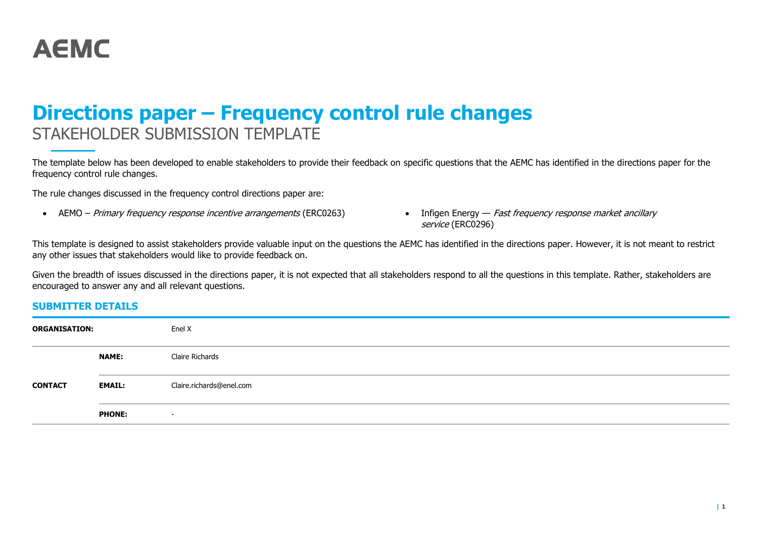AEMC

# Directions paper – Frequency control rule changes

STAKEHOLDER SUBMISSION TEMPLATE

The template below has been developed to enable stakeholders to provide their feedback on specific questions that the AEMC has identified in the directions paper for the frequency control rule changes.

The rule changes discussed in the frequency control directions paper are:

- AEMO – *Primary frequency response incentive arrangements* (ERC0263)
- Infigen Energy — *Fast frequency response market ancillary service* (ERC0296)

This template is designed to assist stakeholders provide valuable input on the questions the AEMC has identified in the directions paper. However, it is not meant to restrict any other issues that stakeholders would like to provide feedback on.

Given the breadth of issues discussed in the directions paper, it is not expected that all stakeholders respond to all the questions in this template. Rather, stakeholders are encouraged to answer any and all relevant questions.

## SUBMITTER DETAILS

| | | |
|---|---|---|
| **ORGANISATION:** | | Enel X |
| **CONTACT** | **NAME:** | Claire Richards |
| | **EMAIL:** | Claire.richards@enel.com |
| | **PHONE:** | - |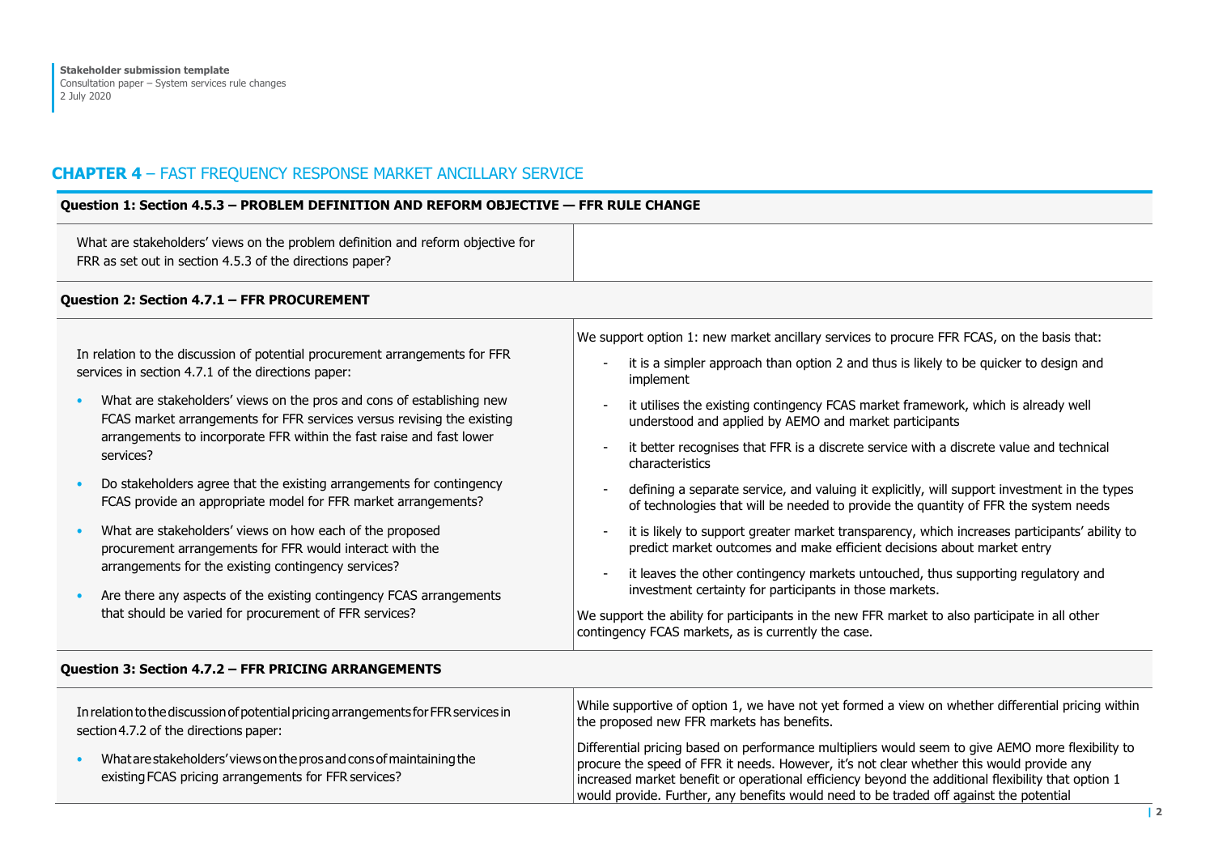## **CHAPTER 4** – FAST FREQUENCY RESPONSE MARKET ANCILLARY SERVICE

**Question 1: Section 4.5.3 – PROBLEM DEFINITION AND REFORM OBJECTIVE — FFR RULE CHANGE**

| | |
|---|---|
| What are stakeholders' views on the problem definition and reform objective for FRR as set out in section 4.5.3 of the directions paper? | |

**Question 2: Section 4.7.1 – FFR PROCUREMENT**

| | |
|---|---|
| In relation to the discussion of potential procurement arrangements for FFR services in section 4.7.1 of the directions paper:<br>• What are stakeholders' views on the pros and cons of establishing new FCAS market arrangements for FFR services versus revising the existing arrangements to incorporate FFR within the fast raise and fast lower services?<br>• Do stakeholders agree that the existing arrangements for contingency FCAS provide an appropriate model for FFR market arrangements?<br>• What are stakeholders' views on how each of the proposed procurement arrangements for FFR would interact with the arrangements for the existing contingency services?<br>• Are there any aspects of the existing contingency FCAS arrangements that should be varied for procurement of FFR services? | We support option 1: new market ancillary services to procure FFR FCAS, on the basis that:<br>- it is a simpler approach than option 2 and thus is likely to be quicker to design and implement<br>- it utilises the existing contingency FCAS market framework, which is already well understood and applied by AEMO and market participants<br>- it better recognises that FFR is a discrete service with a discrete value and technical characteristics<br>- defining a separate service, and valuing it explicitly, will support investment in the types of technologies that will be needed to provide the quantity of FFR the system needs<br>- it is likely to support greater market transparency, which increases participants' ability to predict market outcomes and make efficient decisions about market entry<br>- it leaves the other contingency markets untouched, thus supporting regulatory and investment certainty for participants in those markets.<br>We support the ability for participants in the new FFR market to also participate in all other contingency FCAS markets, as is currently the case. |

**Question 3: Section 4.7.2 – FFR PRICING ARRANGEMENTS**

| | |
|---|---|
| In relation to the discussion of potential pricing arrangements for FFR services in section 4.7.2 of the directions paper:<br>• What are stakeholders' views on the pros and cons of maintaining the existing FCAS pricing arrangements for FFR services? | While supportive of option 1, we have not yet formed a view on whether differential pricing within the proposed new FFR markets has benefits.<br>Differential pricing based on performance multipliers would seem to give AEMO more flexibility to procure the speed of FFR it needs. However, it's not clear whether this would provide any increased market benefit or operational efficiency beyond the additional flexibility that option 1 would provide. Further, any benefits would need to be traded off against the potential |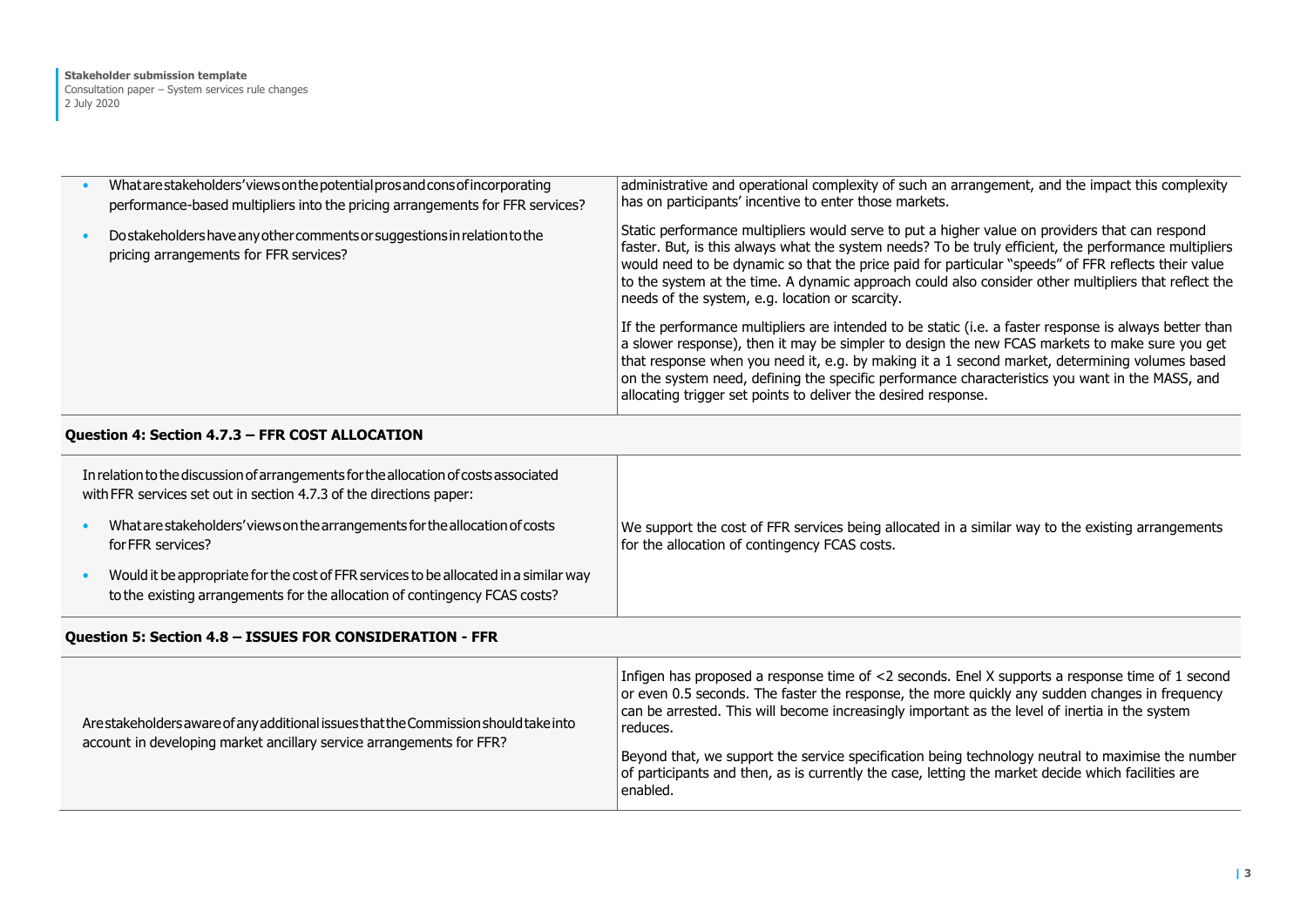| | |
|---|---|
| • What are stakeholders' views on the potential pros and cons of incorporating performance-based multipliers into the pricing arrangements for FFR services?<br><br>• Do stakeholders have any other comments or suggestions in relation to the pricing arrangements for FFR services? | administrative and operational complexity of such an arrangement, and the impact this complexity has on participants' incentive to enter those markets.<br><br>Static performance multipliers would serve to put a higher value on providers that can respond faster. But, is this always what the system needs? To be truly efficient, the performance multipliers would need to be dynamic so that the price paid for particular "speeds" of FFR reflects their value to the system at the time. A dynamic approach could also consider other multipliers that reflect the needs of the system, e.g. location or scarcity.<br><br>If the performance multipliers are intended to be static (i.e. a faster response is always better than a slower response), then it may be simpler to design the new FCAS markets to make sure you get that response when you need it, e.g. by making it a 1 second market, determining volumes based on the system need, defining the specific performance characteristics you want in the MASS, and allocating trigger set points to deliver the desired response. |

**Question 4: Section 4.7.3 – FFR COST ALLOCATION**

| | |
|---|---|
| In relation to the discussion of arrangements for the allocation of costs associated with FFR services set out in section 4.7.3 of the directions paper:<br><br>• What are stakeholders' views on the arrangements for the allocation of costs for FFR services?<br><br>• Would it be appropriate for the cost of FFR services to be allocated in a similar way to the existing arrangements for the allocation of contingency FCAS costs? | We support the cost of FFR services being allocated in a similar way to the existing arrangements for the allocation of contingency FCAS costs. |

**Question 5: Section 4.8 – ISSUES FOR CONSIDERATION - FFR**

| | |
|---|---|
| Are stakeholders aware of any additional issues that the Commission should take into account in developing market ancillary service arrangements for FFR? | Infigen has proposed a response time of <2 seconds. Enel X supports a response time of 1 second or even 0.5 seconds. The faster the response, the more quickly any sudden changes in frequency can be arrested. This will become increasingly important as the level of inertia in the system reduces.<br><br>Beyond that, we support the service specification being technology neutral to maximise the number of participants and then, as is currently the case, letting the market decide which facilities are enabled. |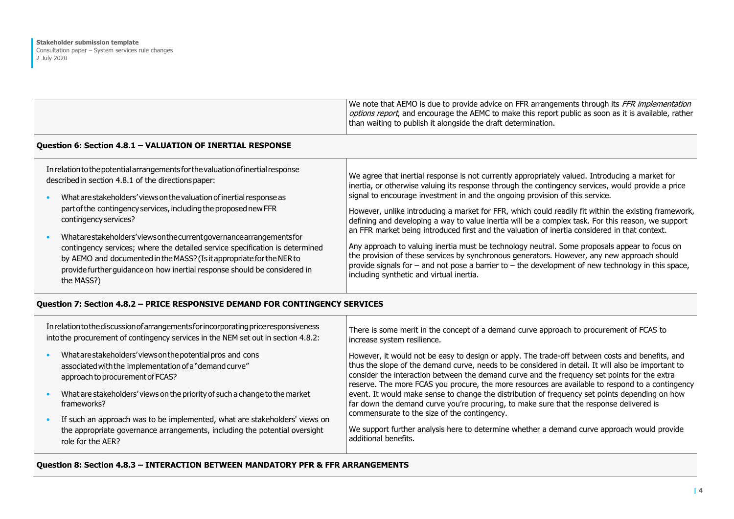| | |
|---|---|
| | We note that AEMO is due to provide advice on FFR arrangements through its *FFR implementation options report*, and encourage the AEMC to make this report public as soon as it is available, rather than waiting to publish it alongside the draft determination. |

**Question 6: Section 4.8.1 – VALUATION OF INERTIAL RESPONSE**

| | |
|---|---|
| In relation to the potential arrangements for the valuation of inertial response described in section 4.8.1 of the directions paper:<br>• What are stakeholders' views on the valuation of inertial response as part of the contingency services, including the proposed new FFR contingency services?<br>• What are stakeholders' views on the current governance arrangements for contingency services; where the detailed service specification is determined by AEMO and documented in the MASS? (Is it appropriate for the NER to provide further guidance on how inertial response should be considered in the MASS?) | We agree that inertial response is not currently appropriately valued. Introducing a market for inertia, or otherwise valuing its response through the contingency services, would provide a price signal to encourage investment in and the ongoing provision of this service.<br><br>However, unlike introducing a market for FFR, which could readily fit within the existing framework, defining and developing a way to value inertia will be a complex task. For this reason, we support an FFR market being introduced first and the valuation of inertia considered in that context.<br><br>Any approach to valuing inertia must be technology neutral. Some proposals appear to focus on the provision of these services by synchronous generators. However, any new approach should provide signals for – and not pose a barrier to – the development of new technology in this space, including synthetic and virtual inertia. |

**Question 7: Section 4.8.2 – PRICE RESPONSIVE DEMAND FOR CONTINGENCY SERVICES**

| | |
|---|---|
| In relation to the discussion of arrangements for incorporating price responsiveness into the procurement of contingency services in the NEM set out in section 4.8.2:<br>• What are stakeholders' views on the potential pros and cons associated with the implementation of a "demand curve" approach to procurement of FCAS?<br>• What are stakeholders' views on the priority of such a change to the market frameworks?<br>• If such an approach was to be implemented, what are stakeholders' views on the appropriate governance arrangements, including the potential oversight role for the AER? | There is some merit in the concept of a demand curve approach to procurement of FCAS to increase system resilience.<br><br>However, it would not be easy to design or apply. The trade-off between costs and benefits, and thus the slope of the demand curve, needs to be considered in detail. It will also be important to consider the interaction between the demand curve and the frequency set points for the extra reserve. The more FCAS you procure, the more resources are available to respond to a contingency event. It would make sense to change the distribution of frequency set points depending on how far down the demand curve you're procuring, to make sure that the response delivered is commensurate to the size of the contingency.<br><br>We support further analysis here to determine whether a demand curve approach would provide additional benefits. |

**Question 8: Section 4.8.3 – INTERACTION BETWEEN MANDATORY PFR & FFR ARRANGEMENTS**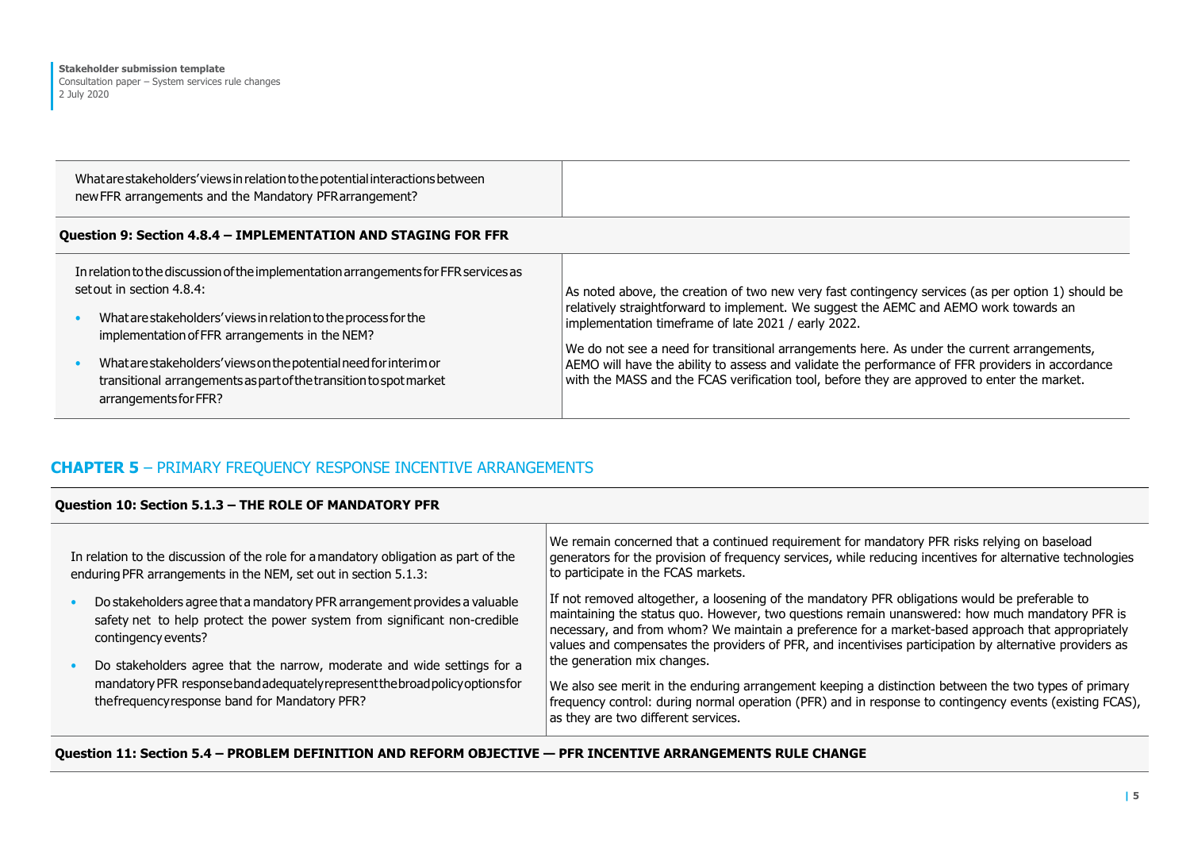| | |
|---|---|
| What are stakeholders' views in relation to the potential interactions between new FFR arrangements and the Mandatory PFR arrangement? | |

**Question 9: Section 4.8.4 – IMPLEMENTATION AND STAGING FOR FFR**

| | |
|---|---|
| In relation to the discussion of the implementation arrangements for FFR services as set out in section 4.8.4:<br>• What are stakeholders' views in relation to the process for the implementation of FFR arrangements in the NEM?<br>• What are stakeholders' views on the potential need for interim or transitional arrangements as part of the transition to spot market arrangements for FFR? | As noted above, the creation of two new very fast contingency services (as per option 1) should be relatively straightforward to implement. We suggest the AEMC and AEMO work towards an implementation timeframe of late 2021 / early 2022.<br><br>We do not see a need for transitional arrangements here. As under the current arrangements, AEMO will have the ability to assess and validate the performance of FFR providers in accordance with the MASS and the FCAS verification tool, before they are approved to enter the market. |

## CHAPTER 5 – PRIMARY FREQUENCY RESPONSE INCENTIVE ARRANGEMENTS

**Question 10: Section 5.1.3 – THE ROLE OF MANDATORY PFR**

| | |
|---|---|
| In relation to the discussion of the role for a mandatory obligation as part of the enduring PFR arrangements in the NEM, set out in section 5.1.3:<br>• Do stakeholders agree that a mandatory PFR arrangement provides a valuable safety net to help protect the power system from significant non-credible contingency events?<br>• Do stakeholders agree that the narrow, moderate and wide settings for a mandatory PFR response band adequately represent the broad policy options for the frequency response band for Mandatory PFR? | We remain concerned that a continued requirement for mandatory PFR risks relying on baseload generators for the provision of frequency services, while reducing incentives for alternative technologies to participate in the FCAS markets.<br><br>If not removed altogether, a loosening of the mandatory PFR obligations would be preferable to maintaining the status quo. However, two questions remain unanswered: how much mandatory PFR is necessary, and from whom? We maintain a preference for a market-based approach that appropriately values and compensates the providers of PFR, and incentivises participation by alternative providers as the generation mix changes.<br><br>We also see merit in the enduring arrangement keeping a distinction between the two types of primary frequency control: during normal operation (PFR) and in response to contingency events (existing FCAS), as they are two different services. |

**Question 11: Section 5.4 – PROBLEM DEFINITION AND REFORM OBJECTIVE — PFR INCENTIVE ARRANGEMENTS RULE CHANGE**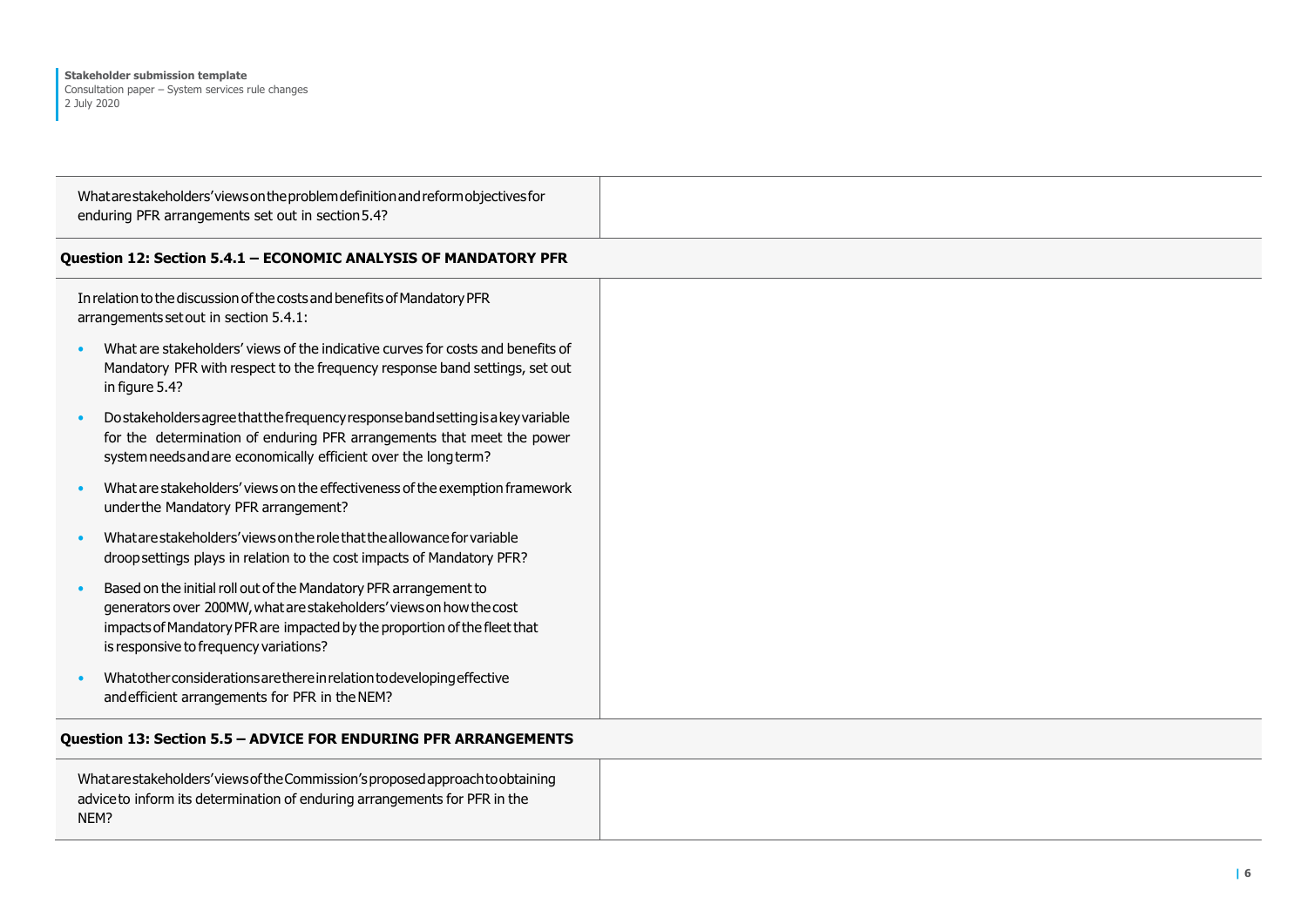| | |
|---|---|
| What are stakeholders' views on the problem definition and reform objectives for enduring PFR arrangements set out in section 5.4? | |

**Question 12: Section 5.4.1 – ECONOMIC ANALYSIS OF MANDATORY PFR**

| | |
|---|---|
| In relation to the discussion of the costs and benefits of Mandatory PFR arrangements set out in section 5.4.1:<br>• What are stakeholders' views of the indicative curves for costs and benefits of Mandatory PFR with respect to the frequency response band settings, set out in figure 5.4?<br>• Do stakeholders agree that the frequency response band setting is a key variable for the determination of enduring PFR arrangements that meet the power system needs and are economically efficient over the long term?<br>• What are stakeholders' views on the effectiveness of the exemption framework under the Mandatory PFR arrangement?<br>• What are stakeholders' views on the role that the allowance for variable droop settings plays in relation to the cost impacts of Mandatory PFR?<br>• Based on the initial roll out of the Mandatory PFR arrangement to generators over 200MW, what are stakeholders' views on how the cost impacts of Mandatory PFR are impacted by the proportion of the fleet that is responsive to frequency variations?<br>• What other considerations are there in relation to developing effective and efficient arrangements for PFR in the NEM? | |

**Question 13: Section 5.5 – ADVICE FOR ENDURING PFR ARRANGEMENTS**

| | |
|---|---|
| What are stakeholders' views of the Commission's proposed approach to obtaining advice to inform its determination of enduring arrangements for PFR in the NEM? | |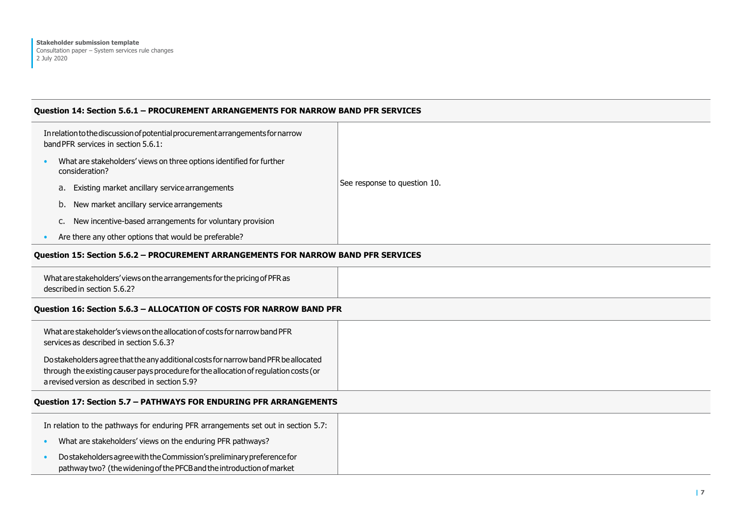| Question 14: Section 5.6.1 – PROCUREMENT ARRANGEMENTS FOR NARROW BAND PFR SERVICES | |
|---|---|
| In relation to the discussion of potential procurement arrangements for narrow band PFR services in section 5.6.1:<br>• What are stakeholders' views on three options identified for further consideration?<br>a. Existing market ancillary service arrangements<br>b. New market ancillary service arrangements<br>c. New incentive-based arrangements for voluntary provision<br>• Are there any other options that would be preferable? | See response to question 10. |

| Question 15: Section 5.6.2 – PROCUREMENT ARRANGEMENTS FOR NARROW BAND PFR SERVICES | |
|---|---|
| What are stakeholders' views on the arrangements for the pricing of PFR as described in section 5.6.2? | |

| Question 16: Section 5.6.3 – ALLOCATION OF COSTS FOR NARROW BAND PFR | |
|---|---|
| What are stakeholder's views on the allocation of costs for narrow band PFR services as described in section 5.6.3?<br>Do stakeholders agree that the any additional costs for narrow band PFR be allocated through the existing causer pays procedure for the allocation of regulation costs (or a revised version as described in section 5.9? | |

| Question 17: Section 5.7 – PATHWAYS FOR ENDURING PFR ARRANGEMENTS | |
|---|---|
| In relation to the pathways for enduring PFR arrangements set out in section 5.7:<br>• What are stakeholders' views on the enduring PFR pathways?<br>• Do stakeholders agree with the Commission's preliminary preference for pathway two? (the widening of the PFCB and the introduction of market | |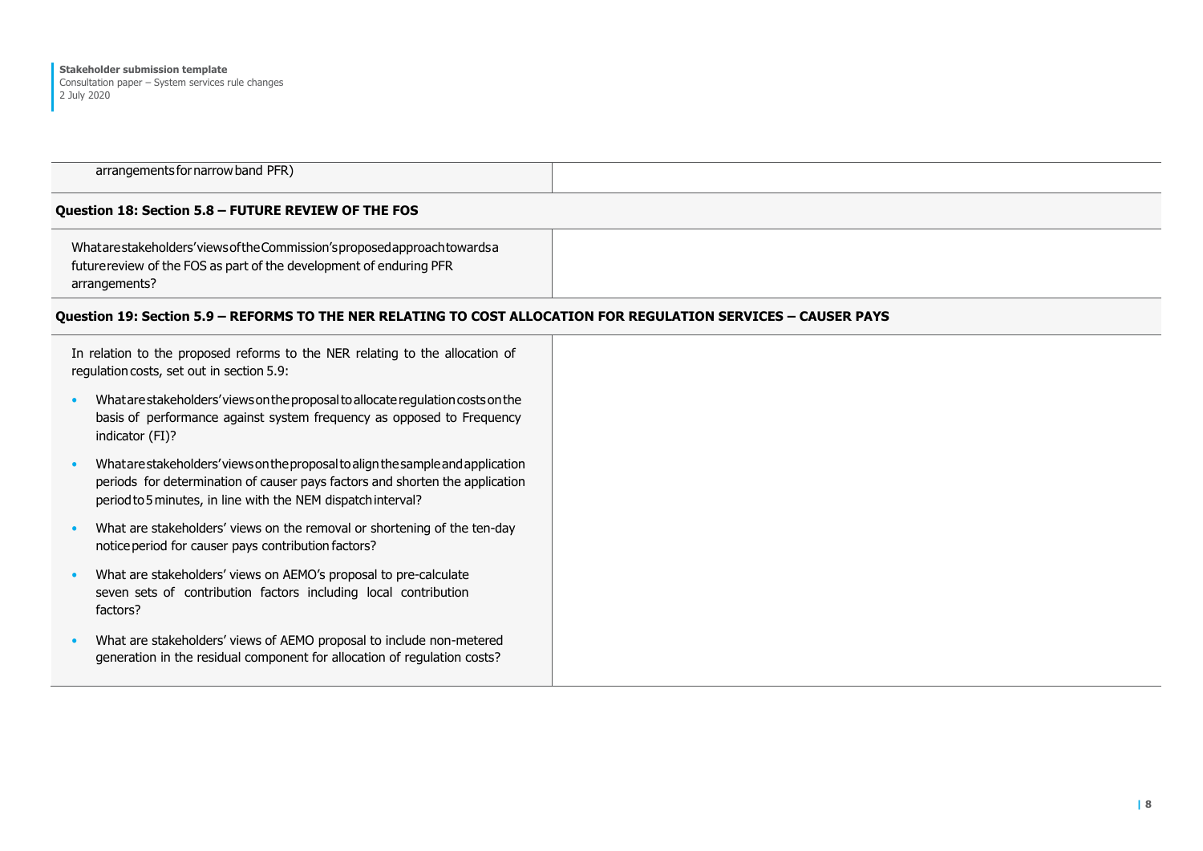| | |
|---|---|
| arrangements for narrow band PFR) | |

**Question 18: Section 5.8 – FUTURE REVIEW OF THE FOS**

| | |
|---|---|
| What are stakeholders' views of the Commission's proposed approach towards a future review of the FOS as part of the development of enduring PFR arrangements? | |

**Question 19: Section 5.9 – REFORMS TO THE NER RELATING TO COST ALLOCATION FOR REGULATION SERVICES – CAUSER PAYS**

| | |
|---|---|
| In relation to the proposed reforms to the NER relating to the allocation of regulation costs, set out in section 5.9:<br><br>• What are stakeholders' views on the proposal to allocate regulation costs on the basis of performance against system frequency as opposed to Frequency indicator (FI)?<br><br>• What are stakeholders' views on the proposal to align the sample and application periods for determination of causer pays factors and shorten the application period to 5 minutes, in line with the NEM dispatch interval?<br><br>• What are stakeholders' views on the removal or shortening of the ten-day notice period for causer pays contribution factors?<br><br>• What are stakeholders' views on AEMO's proposal to pre-calculate seven sets of contribution factors including local contribution factors?<br><br>• What are stakeholders' views of AEMO proposal to include non-metered generation in the residual component for allocation of regulation costs? | |